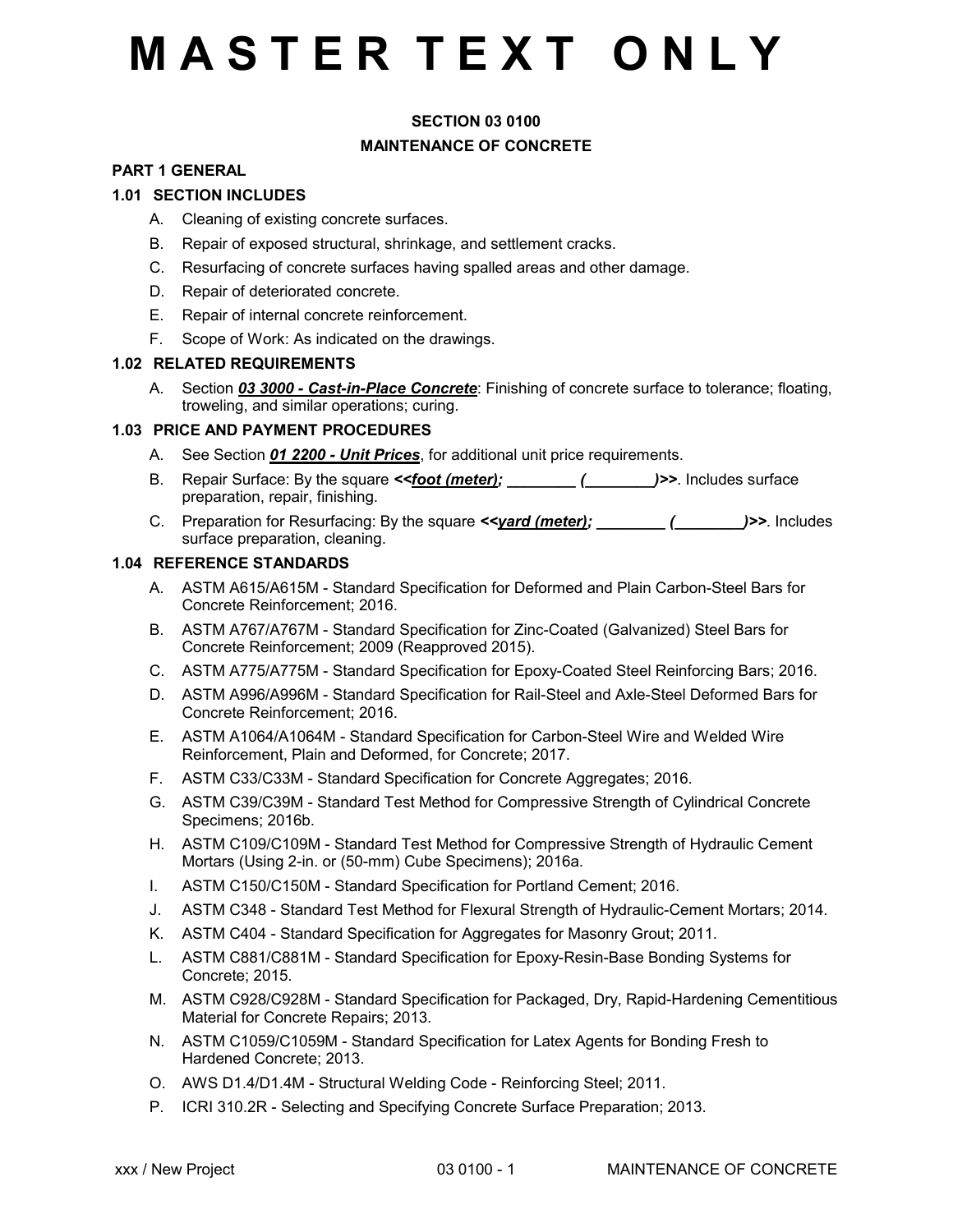# M A S T E R T E X T O N L Y

**SECTION 03 0100**

**MAINTENANCE OF CONCRETE**

## PART 1 GENERAL

### 1.01 SECTION INCLUDES

A. Cleaning of existing concrete surfaces.

B. Repair of exposed structural, shrinkage, and settlement cracks.

C. Resurfacing of concrete surfaces having spalled areas and other damage.

D. Repair of deteriorated concrete.

E. Repair of internal concrete reinforcement.

F. Scope of Work: As indicated on the drawings.

### 1.02 RELATED REQUIREMENTS

A. Section ***03 3000 - Cast-in-Place Concrete***: Finishing of concrete surface to tolerance; floating, troweling, and similar operations; curing.

### 1.03 PRICE AND PAYMENT PROCEDURES

A. See Section ***01 2200 - Unit Prices***, for additional unit price requirements.

B. Repair Surface: By the square ***<<foot (meter); ________ (________)>>***. Includes surface preparation, repair, finishing.

C. Preparation for Resurfacing: By the square ***<<yard (meter); ________ (________)>>***. Includes surface preparation, cleaning.

### 1.04 REFERENCE STANDARDS

A. ASTM A615/A615M - Standard Specification for Deformed and Plain Carbon-Steel Bars for Concrete Reinforcement; 2016.

B. ASTM A767/A767M - Standard Specification for Zinc-Coated (Galvanized) Steel Bars for Concrete Reinforcement; 2009 (Reapproved 2015).

C. ASTM A775/A775M - Standard Specification for Epoxy-Coated Steel Reinforcing Bars; 2016.

D. ASTM A996/A996M - Standard Specification for Rail-Steel and Axle-Steel Deformed Bars for Concrete Reinforcement; 2016.

E. ASTM A1064/A1064M - Standard Specification for Carbon-Steel Wire and Welded Wire Reinforcement, Plain and Deformed, for Concrete; 2017.

F. ASTM C33/C33M - Standard Specification for Concrete Aggregates; 2016.

G. ASTM C39/C39M - Standard Test Method for Compressive Strength of Cylindrical Concrete Specimens; 2016b.

H. ASTM C109/C109M - Standard Test Method for Compressive Strength of Hydraulic Cement Mortars (Using 2-in. or (50-mm) Cube Specimens); 2016a.

I. ASTM C150/C150M - Standard Specification for Portland Cement; 2016.

J. ASTM C348 - Standard Test Method for Flexural Strength of Hydraulic-Cement Mortars; 2014.

K. ASTM C404 - Standard Specification for Aggregates for Masonry Grout; 2011.

L. ASTM C881/C881M - Standard Specification for Epoxy-Resin-Base Bonding Systems for Concrete; 2015.

M. ASTM C928/C928M - Standard Specification for Packaged, Dry, Rapid-Hardening Cementitious Material for Concrete Repairs; 2013.

N. ASTM C1059/C1059M - Standard Specification for Latex Agents for Bonding Fresh to Hardened Concrete; 2013.

O. AWS D1.4/D1.4M - Structural Welding Code - Reinforcing Steel; 2011.

P. ICRI 310.2R - Selecting and Specifying Concrete Surface Preparation; 2013.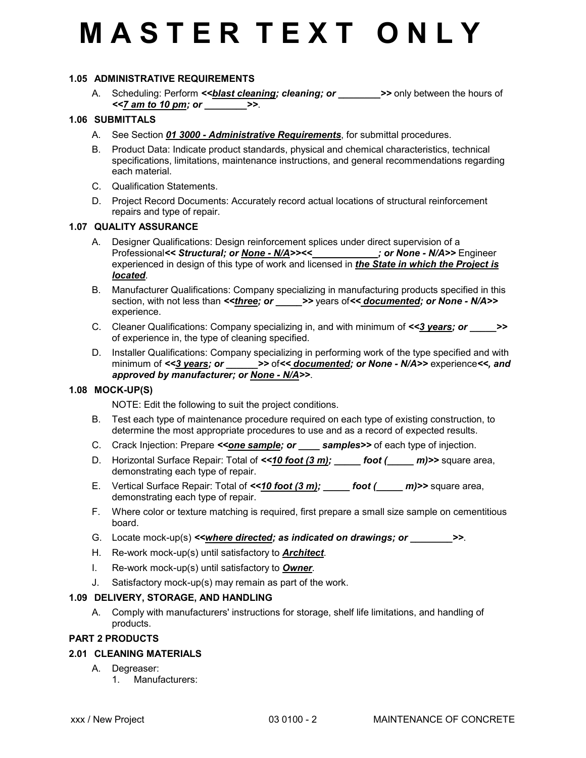# M A S T E R T E X T O N L Y

### 1.05 ADMINISTRATIVE REQUIREMENTS

A. Scheduling: Perform ***<<<u>blast cleaning</u>; cleaning; or ________>>*** only between the hours of ***<<<u>7 am to 10 pm</u>; or ________>>***.

### 1.06 SUBMITTALS

A. See Section ***<u>01 3000 - Administrative Requirements</u>***, for submittal procedures.

B. Product Data: Indicate product standards, physical and chemical characteristics, technical specifications, limitations, maintenance instructions, and general recommendations regarding each material.

C. Qualification Statements.

D. Project Record Documents: Accurately record actual locations of structural reinforcement repairs and type of repair.

### 1.07 QUALITY ASSURANCE

A. Designer Qualifications: Design reinforcement splices under direct supervision of a Professional***<< Structural; or <u>None - N/A</u>>><<____________; or None - N/A>>*** Engineer experienced in design of this type of work and licensed in ***<u>the State in which the Project is located</u>***.

B. Manufacturer Qualifications: Company specializing in manufacturing products specified in this section, with not less than ***<<<u>three</u>; or _____>>*** years of***<< <u>documented</u>; or None - N/A>>*** experience.

C. Cleaner Qualifications: Company specializing in, and with minimum of ***<<<u>3 years</u>; or _____>>*** of experience in, the type of cleaning specified.

D. Installer Qualifications: Company specializing in performing work of the type specified and with minimum of ***<<<u>3 years</u>; or ______>>*** of***<< <u>documented</u>; or None - N/A>>*** experience***<<, and approved by manufacturer; or <u>None - N/A</u>>>***.

### 1.08 MOCK-UP(S)

NOTE: Edit the following to suit the project conditions.

B. Test each type of maintenance procedure required on each type of existing construction, to determine the most appropriate procedures to use and as a record of expected results.

C. Crack Injection: Prepare ***<<<u>one sample</u>; or ____ samples>>*** of each type of injection.

D. Horizontal Surface Repair: Total of ***<<<u>10 foot (3 m)</u>; _____ foot (_____ m)>>*** square area, demonstrating each type of repair.

E. Vertical Surface Repair: Total of ***<<<u>10 foot (3 m)</u>; _____ foot (_____ m)>>*** square area, demonstrating each type of repair.

F. Where color or texture matching is required, first prepare a small size sample on cementitious board.

G. Locate mock-up(s) ***<<<u>where directed</u>; as indicated on drawings; or ________>>***.

H. Re-work mock-up(s) until satisfactory to ***<u>Architect</u>***.

I. Re-work mock-up(s) until satisfactory to ***<u>Owner</u>***.

J. Satisfactory mock-up(s) may remain as part of the work.

### 1.09 DELIVERY, STORAGE, AND HANDLING

A. Comply with manufacturers' instructions for storage, shelf life limitations, and handling of products.

## PART 2 PRODUCTS

### 2.01 CLEANING MATERIALS

A. Degreaser:
   1. Manufacturers: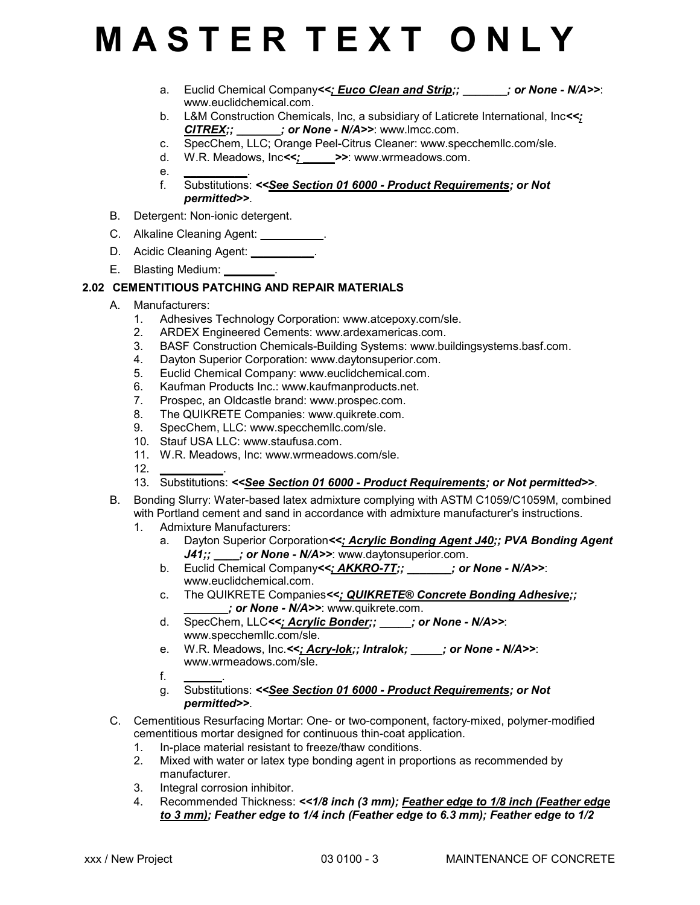# M A S T E R T E X T O N L Y

a. Euclid Chemical Company<<; Euco Clean and Strip;; _______; or None - N/A>>: www.euclidchemical.com.
b. L&M Construction Chemicals, Inc, a subsidiary of Laticrete International, Inc<<; CITREX;; _______; or None - N/A>>: www.lmcc.com.
c. SpecChem, LLC; Orange Peel-Citrus Cleaner: www.specchemllc.com/sle.
d. W.R. Meadows, Inc<<; _____>>: www.wrmeadows.com.
e. __________.
f. Substitutions: <<See Section 01 6000 - Product Requirements; or Not permitted>>.

B. Detergent: Non-ionic detergent.

C. Alkaline Cleaning Agent: __________.

D. Acidic Cleaning Agent: __________.

E. Blasting Medium: ________.

## 2.02 CEMENTITIOUS PATCHING AND REPAIR MATERIALS

A. Manufacturers:
1. Adhesives Technology Corporation: www.atcepoxy.com/sle.
2. ARDEX Engineered Cements: www.ardexamericas.com.
3. BASF Construction Chemicals-Building Systems: www.buildingsystems.basf.com.
4. Dayton Superior Corporation: www.daytonsuperior.com.
5. Euclid Chemical Company: www.euclidchemical.com.
6. Kaufman Products Inc.: www.kaufmanproducts.net.
7. Prospec, an Oldcastle brand: www.prospec.com.
8. The QUIKRETE Companies: www.quikrete.com.
9. SpecChem, LLC: www.specchemllc.com/sle.
10. Stauf USA LLC: www.staufusa.com.
11. W.R. Meadows, Inc: www.wrmeadows.com/sle.
12. __________.
13. Substitutions: <<See Section 01 6000 - Product Requirements; or Not permitted>>.

B. Bonding Slurry: Water-based latex admixture complying with ASTM C1059/C1059M, combined with Portland cement and sand in accordance with admixture manufacturer's instructions.
1. Admixture Manufacturers:
a. Dayton Superior Corporation<<; Acrylic Bonding Agent J40;; PVA Bonding Agent J41;; ____; or None - N/A>>: www.daytonsuperior.com.
b. Euclid Chemical Company<<; AKKRO-7T;; _______; or None - N/A>>: www.euclidchemical.com.
c. The QUIKRETE Companies<<; QUIKRETE® Concrete Bonding Adhesive;; _______; or None - N/A>>: www.quikrete.com.
d. SpecChem, LLC<<; Acrylic Bonder;; _____; or None - N/A>>: www.specchemllc.com/sle.
e. W.R. Meadows, Inc.<<; Acry-lok;; Intralok; _____; or None - N/A>>: www.wrmeadows.com/sle.
f. ______.
g. Substitutions: <<See Section 01 6000 - Product Requirements; or Not permitted>>.

C. Cementitious Resurfacing Mortar: One- or two-component, factory-mixed, polymer-modified cementitious mortar designed for continuous thin-coat application.
1. In-place material resistant to freeze/thaw conditions.
2. Mixed with water or latex type bonding agent in proportions as recommended by manufacturer.
3. Integral corrosion inhibitor.
4. Recommended Thickness: <<1/8 inch (3 mm); Feather edge to 1/8 inch (Feather edge to 3 mm); Feather edge to 1/4 inch (Feather edge to 6.3 mm); Feather edge to 1/2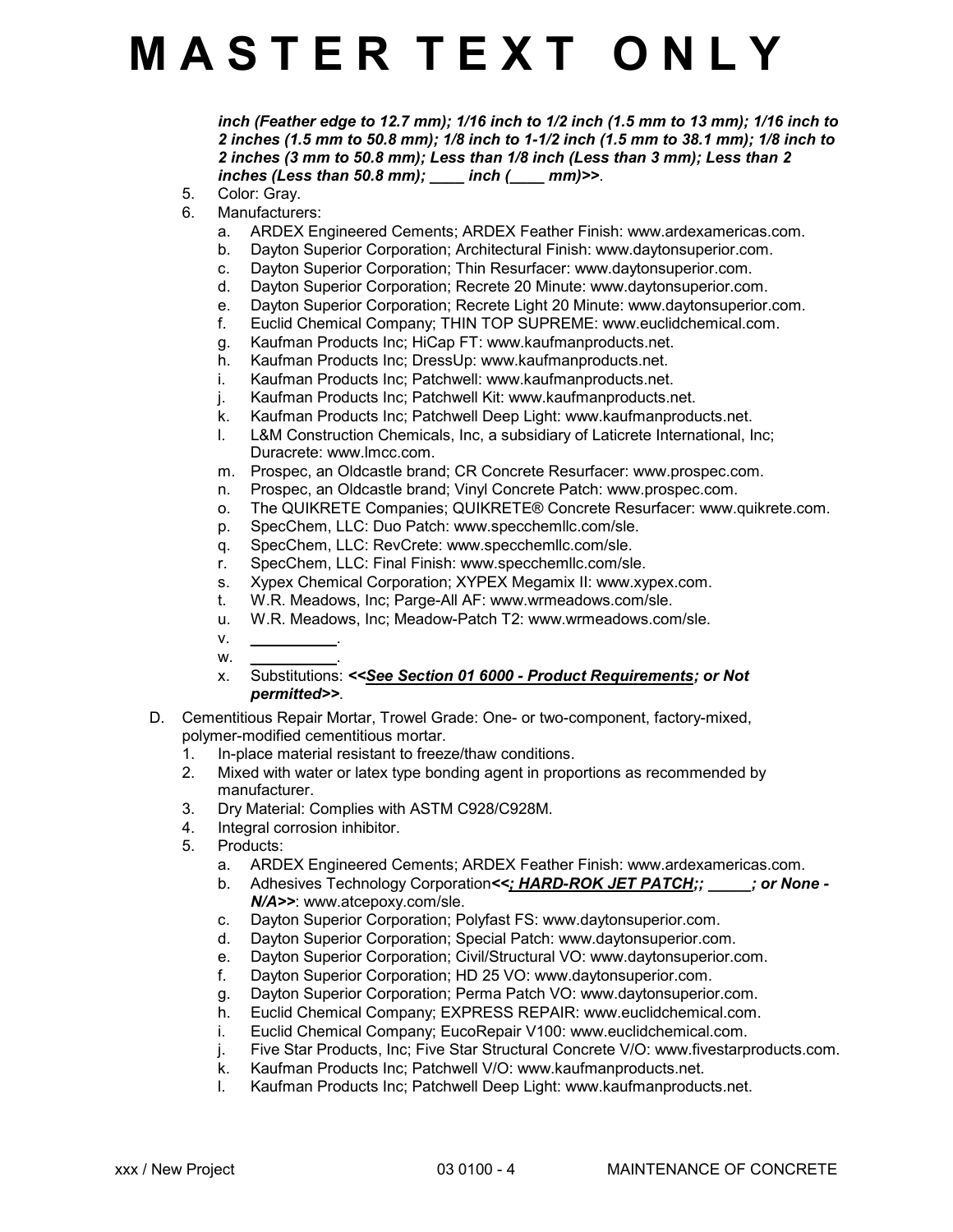# M A S T E R T E X T O N L Y

***inch (Feather edge to 12.7 mm); 1/16 inch to 1/2 inch (1.5 mm to 13 mm); 1/16 inch to 2 inches (1.5 mm to 50.8 mm); 1/8 inch to 1-1/2 inch (1.5 mm to 38.1 mm); 1/8 inch to 2 inches (3 mm to 50.8 mm); Less than 1/8 inch (Less than 3 mm); Less than 2 inches (Less than 50.8 mm); ____ inch (____ mm)>>***.

5. Color: Gray.
6. Manufacturers:
   a. ARDEX Engineered Cements; ARDEX Feather Finish: www.ardexamericas.com.
   b. Dayton Superior Corporation; Architectural Finish: www.daytonsuperior.com.
   c. Dayton Superior Corporation; Thin Resurfacer: www.daytonsuperior.com.
   d. Dayton Superior Corporation; Recrete 20 Minute: www.daytonsuperior.com.
   e. Dayton Superior Corporation; Recrete Light 20 Minute: www.daytonsuperior.com.
   f. Euclid Chemical Company; THIN TOP SUPREME: www.euclidchemical.com.
   g. Kaufman Products Inc; HiCap FT: www.kaufmanproducts.net.
   h. Kaufman Products Inc; DressUp: www.kaufmanproducts.net.
   i. Kaufman Products Inc; Patchwell: www.kaufmanproducts.net.
   j. Kaufman Products Inc; Patchwell Kit: www.kaufmanproducts.net.
   k. Kaufman Products Inc; Patchwell Deep Light: www.kaufmanproducts.net.
   l. L&M Construction Chemicals, Inc, a subsidiary of Laticrete International, Inc; Duracrete: www.lmcc.com.
   m. Prospec, an Oldcastle brand; CR Concrete Resurfacer: www.prospec.com.
   n. Prospec, an Oldcastle brand; Vinyl Concrete Patch: www.prospec.com.
   o. The QUIKRETE Companies; QUIKRETE® Concrete Resurfacer: www.quikrete.com.
   p. SpecChem, LLC: Duo Patch: www.specchemllc.com/sle.
   q. SpecChem, LLC: RevCrete: www.specchemllc.com/sle.
   r. SpecChem, LLC: Final Finish: www.specchemllc.com/sle.
   s. Xypex Chemical Corporation; XYPEX Megamix II: www.xypex.com.
   t. W.R. Meadows, Inc; Parge-All AF: www.wrmeadows.com/sle.
   u. W.R. Meadows, Inc; Meadow-Patch T2: www.wrmeadows.com/sle.
   v. __________.
   w. __________.
   x. Substitutions: ***<<See Section 01 6000 - Product Requirements; or Not permitted>>***.

D. Cementitious Repair Mortar, Trowel Grade: One- or two-component, factory-mixed, polymer-modified cementitious mortar.
   1. In-place material resistant to freeze/thaw conditions.
   2. Mixed with water or latex type bonding agent in proportions as recommended by manufacturer.
   3. Dry Material: Complies with ASTM C928/C928M.
   4. Integral corrosion inhibitor.
   5. Products:
      a. ARDEX Engineered Cements; ARDEX Feather Finish: www.ardexamericas.com.
      b. Adhesives Technology Corporation***<<; HARD-ROK JET PATCH;; _____; or None - N/A>>***: www.atcepoxy.com/sle.
      c. Dayton Superior Corporation; Polyfast FS: www.daytonsuperior.com.
      d. Dayton Superior Corporation; Special Patch: www.daytonsuperior.com.
      e. Dayton Superior Corporation; Civil/Structural VO: www.daytonsuperior.com.
      f. Dayton Superior Corporation; HD 25 VO: www.daytonsuperior.com.
      g. Dayton Superior Corporation; Perma Patch VO: www.daytonsuperior.com.
      h. Euclid Chemical Company; EXPRESS REPAIR: www.euclidchemical.com.
      i. Euclid Chemical Company; EucoRepair V100: www.euclidchemical.com.
      j. Five Star Products, Inc; Five Star Structural Concrete V/O: www.fivestarproducts.com.
      k. Kaufman Products Inc; Patchwell V/O: www.kaufmanproducts.net.
      l. Kaufman Products Inc; Patchwell Deep Light: www.kaufmanproducts.net.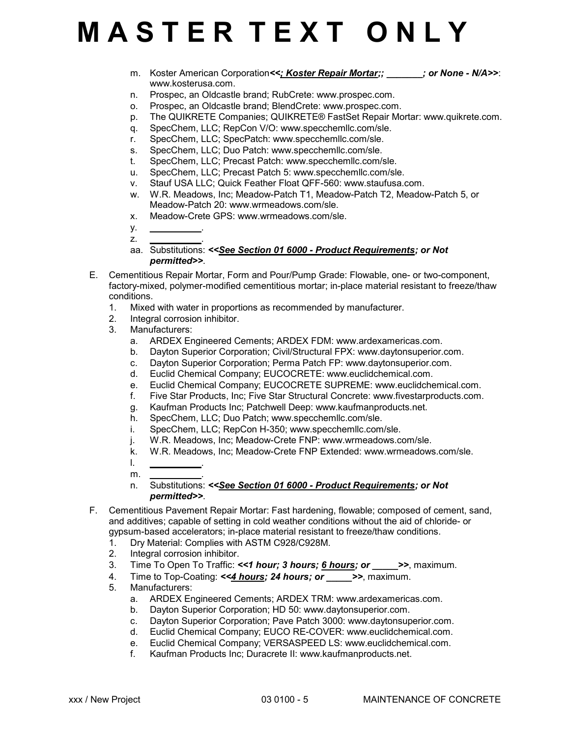# M A S T E R T E X T O N L Y

   m. Koster American Corporation***<<; Koster Repair Mortar;; _______; or None - N/A>>***: www.kosterusa.com.
   n. Prospec, an Oldcastle brand; RubCrete: www.prospec.com.
   o. Prospec, an Oldcastle brand; BlendCrete: www.prospec.com.
   p. The QUIKRETE Companies; QUIKRETE® FastSet Repair Mortar: www.quikrete.com.
   q. SpecChem, LLC; RepCon V/O: www.specchemllc.com/sle.
   r. SpecChem, LLC; SpecPatch: www.specchemllc.com/sle.
   s. SpecChem, LLC; Duo Patch: www.specchemllc.com/sle.
   t. SpecChem, LLC; Precast Patch: www.specchemllc.com/sle.
   u. SpecChem, LLC; Precast Patch 5: www.specchemllc.com/sle.
   v. Stauf USA LLC; Quick Feather Float QFF-560: www.staufusa.com.
   w. W.R. Meadows, Inc; Meadow-Patch T1, Meadow-Patch T2, Meadow-Patch 5, or Meadow-Patch 20: www.wrmeadows.com/sle.
   x. Meadow-Crete GPS: www.wrmeadows.com/sle.
   y. __________.
   z. __________.
   aa. Substitutions: ***<<See Section 01 6000 - Product Requirements; or Not permitted>>***.

E. Cementitious Repair Mortar, Form and Pour/Pump Grade: Flowable, one- or two-component, factory-mixed, polymer-modified cementitious mortar; in-place material resistant to freeze/thaw conditions.
   1. Mixed with water in proportions as recommended by manufacturer.
   2. Integral corrosion inhibitor.
   3. Manufacturers:
      a. ARDEX Engineered Cements; ARDEX FDM: www.ardexamericas.com.
      b. Dayton Superior Corporation; Civil/Structural FPX: www.daytonsuperior.com.
      c. Dayton Superior Corporation; Perma Patch FP: www.daytonsuperior.com.
      d. Euclid Chemical Company; EUCOCRETE: www.euclidchemical.com.
      e. Euclid Chemical Company; EUCOCRETE SUPREME: www.euclidchemical.com.
      f. Five Star Products, Inc; Five Star Structural Concrete: www.fivestarproducts.com.
      g. Kaufman Products Inc; Patchwell Deep: www.kaufmanproducts.net.
      h. SpecChem, LLC; Duo Patch; www.specchemllc.com/sle.
      i. SpecChem, LLC; RepCon H-350; www.specchemllc.com/sle.
      j. W.R. Meadows, Inc; Meadow-Crete FNP: www.wrmeadows.com/sle.
      k. W.R. Meadows, Inc; Meadow-Crete FNP Extended: www.wrmeadows.com/sle.
      l. __________.
      m. __________.
      n. Substitutions: ***<<See Section 01 6000 - Product Requirements; or Not permitted>>***.

F. Cementitious Pavement Repair Mortar: Fast hardening, flowable; composed of cement, sand, and additives; capable of setting in cold weather conditions without the aid of chloride- or gypsum-based accelerators; in-place material resistant to freeze/thaw conditions.
   1. Dry Material: Complies with ASTM C928/C928M.
   2. Integral corrosion inhibitor.
   3. Time To Open To Traffic: ***<<1 hour; 3 hours; 6 hours; or _____>>***, maximum.
   4. Time to Top-Coating: ***<<4 hours; 24 hours; or _____>>***, maximum.
   5. Manufacturers:
      a. ARDEX Engineered Cements; ARDEX TRM: www.ardexamericas.com.
      b. Dayton Superior Corporation; HD 50: www.daytonsuperior.com.
      c. Dayton Superior Corporation; Pave Patch 3000: www.daytonsuperior.com.
      d. Euclid Chemical Company; EUCO RE-COVER: www.euclidchemical.com.
      e. Euclid Chemical Company; VERSASPEED LS: www.euclidchemical.com.
      f. Kaufman Products Inc; Duracrete II: www.kaufmanproducts.net.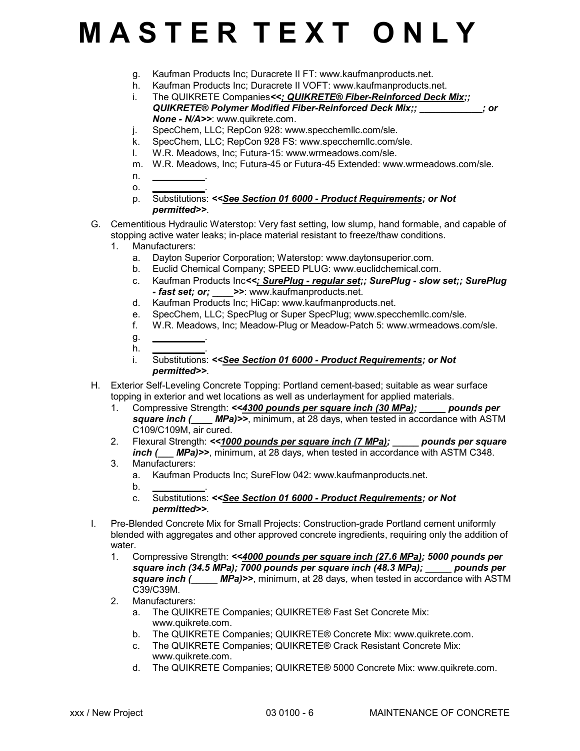# M A S T E R T E X T O N L Y

g. Kaufman Products Inc; Duracrete II FT: www.kaufmanproducts.net.
h. Kaufman Products Inc; Duracrete II VOFT: www.kaufmanproducts.net.
i. The QUIKRETE Companies***<<; QUIKRETE® Fiber-Reinforced Deck Mix;; QUIKRETE® Polymer Modified Fiber-Reinforced Deck Mix;; ____________; or None - N/A>>***: www.quikrete.com.
j. SpecChem, LLC; RepCon 928: www.specchemllc.com/sle.
k. SpecChem, LLC; RepCon 928 FS: www.specchemllc.com/sle.
l. W.R. Meadows, Inc; Futura-15: www.wrmeadows.com/sle.
m. W.R. Meadows, Inc; Futura-45 or Futura-45 Extended: www.wrmeadows.com/sle.
n. __________.
o. __________.
p. Substitutions: ***<<See Section 01 6000 - Product Requirements; or Not permitted>>***.

G. Cementitious Hydraulic Waterstop: Very fast setting, low slump, hand formable, and capable of stopping active water leaks; in-place material resistant to freeze/thaw conditions.
  1. Manufacturers:
     a. Dayton Superior Corporation; Waterstop: www.daytonsuperior.com.
     b. Euclid Chemical Company; SPEED PLUG: www.euclidchemical.com.
     c. Kaufman Products Inc***<<; SurePlug - regular set;; SurePlug - slow set;; SurePlug - fast set; or; ____>>***: www.kaufmanproducts.net.
     d. Kaufman Products Inc; HiCap: www.kaufmanproducts.net.
     e. SpecChem, LLC; SpecPlug or Super SpecPlug; www.specchemllc.com/sle.
     f. W.R. Meadows, Inc; Meadow-Plug or Meadow-Patch 5: www.wrmeadows.com/sle.
     g. __________.
     h. __________.
     i. Substitutions: ***<<See Section 01 6000 - Product Requirements; or Not permitted>>***.

H. Exterior Self-Leveling Concrete Topping: Portland cement-based; suitable as wear surface topping in exterior and wet locations as well as underlayment for applied materials.
  1. Compressive Strength: ***<<4300 pounds per square inch (30 MPa); _____ pounds per square inch (____ MPa)>>***, minimum, at 28 days, when tested in accordance with ASTM C109/C109M, air cured.
  2. Flexural Strength: ***<<1000 pounds per square inch (7 MPa); _____ pounds per square inch (___ MPa)>>***, minimum, at 28 days, when tested in accordance with ASTM C348.
  3. Manufacturers:
     a. Kaufman Products Inc; SureFlow 042: www.kaufmanproducts.net.
     b. __________.
     c. Substitutions: ***<<See Section 01 6000 - Product Requirements; or Not permitted>>***.

I. Pre-Blended Concrete Mix for Small Projects: Construction-grade Portland cement uniformly blended with aggregates and other approved concrete ingredients, requiring only the addition of water.
  1. Compressive Strength: ***<<4000 pounds per square inch (27.6 MPa); 5000 pounds per square inch (34.5 MPa); 7000 pounds per square inch (48.3 MPa); _____ pounds per square inch (_____ MPa)>>***, minimum, at 28 days, when tested in accordance with ASTM C39/C39M.
  2. Manufacturers:
     a. The QUIKRETE Companies; QUIKRETE® Fast Set Concrete Mix: www.quikrete.com.
     b. The QUIKRETE Companies; QUIKRETE® Concrete Mix: www.quikrete.com.
     c. The QUIKRETE Companies; QUIKRETE® Crack Resistant Concrete Mix: www.quikrete.com.
     d. The QUIKRETE Companies; QUIKRETE® 5000 Concrete Mix: www.quikrete.com.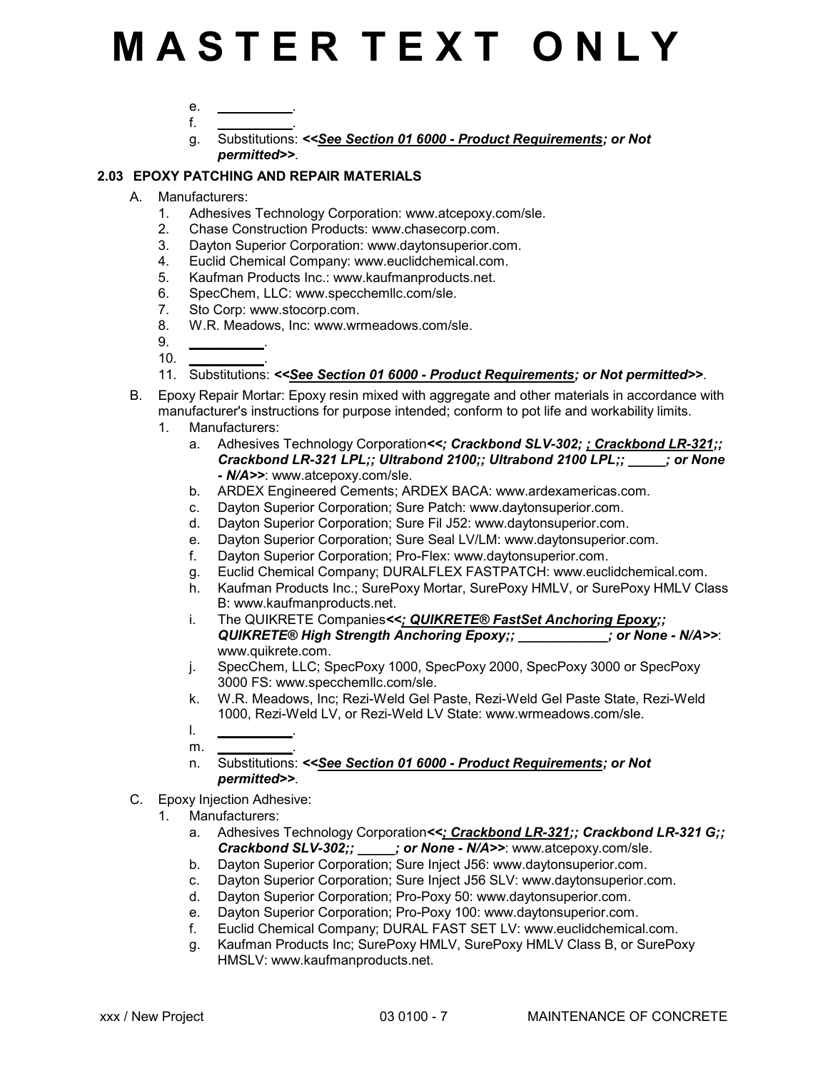# M A S T E R T E X T O N L Y

e. __________.
f. __________.
g. Substitutions: ***<<<u>See Section 01 6000 - Product Requirements</u>; or Not permitted>>***.

### 2.03 EPOXY PATCHING AND REPAIR MATERIALS

A. Manufacturers:
1. Adhesives Technology Corporation: www.atcepoxy.com/sle.
2. Chase Construction Products: www.chasecorp.com.
3. Dayton Superior Corporation: www.daytonsuperior.com.
4. Euclid Chemical Company: www.euclidchemical.com.
5. Kaufman Products Inc.: www.kaufmanproducts.net.
6. SpecChem, LLC: www.specchemllc.com/sle.
7. Sto Corp: www.stocorp.com.
8. W.R. Meadows, Inc: www.wrmeadows.com/sle.
9. __________.
10. __________.
11. Substitutions: ***<<<u>See Section 01 6000 - Product Requirements</u>; or Not permitted>>***.

B. Epoxy Repair Mortar: Epoxy resin mixed with aggregate and other materials in accordance with manufacturer's instructions for purpose intended; conform to pot life and workability limits.
1. Manufacturers:
   a. Adhesives Technology Corporation***<<; Crackbond SLV-302; <u>; Crackbond LR-321</u>;; Crackbond LR-321 LPL;; Ultrabond 2100;; Ultrabond 2100 LPL;; _____; or None - N/A>>***: www.atcepoxy.com/sle.
   b. ARDEX Engineered Cements; ARDEX BACA: www.ardexamericas.com.
   c. Dayton Superior Corporation; Sure Patch: www.daytonsuperior.com.
   d. Dayton Superior Corporation; Sure Fil J52: www.daytonsuperior.com.
   e. Dayton Superior Corporation; Sure Seal LV/LM: www.daytonsuperior.com.
   f. Dayton Superior Corporation; Pro-Flex: www.daytonsuperior.com.
   g. Euclid Chemical Company; DURALFLEX FASTPATCH: www.euclidchemical.com.
   h. Kaufman Products Inc.; SurePoxy Mortar, SurePoxy HMLV, or SurePoxy HMLV Class B: www.kaufmanproducts.net.
   i. The QUIKRETE Companies***<<<u>; QUIKRETE® FastSet Anchoring Epoxy</u>;; QUIKRETE® High Strength Anchoring Epoxy;; ____________; or None - N/A>>***: www.quikrete.com.
   j. SpecChem, LLC; SpecPoxy 1000, SpecPoxy 2000, SpecPoxy 3000 or SpecPoxy 3000 FS: www.specchemllc.com/sle.
   k. W.R. Meadows, Inc; Rezi-Weld Gel Paste, Rezi-Weld Gel Paste State, Rezi-Weld 1000, Rezi-Weld LV, or Rezi-Weld LV State: www.wrmeadows.com/sle.
   l. __________.
   m. __________.
   n. Substitutions: ***<<<u>See Section 01 6000 - Product Requirements</u>; or Not permitted>>***.

C. Epoxy Injection Adhesive:
1. Manufacturers:
   a. Adhesives Technology Corporation***<<<u>; Crackbond LR-321</u>;; Crackbond LR-321 G;; Crackbond SLV-302;; _____; or None - N/A>>***: www.atcepoxy.com/sle.
   b. Dayton Superior Corporation; Sure Inject J56: www.daytonsuperior.com.
   c. Dayton Superior Corporation; Sure Inject J56 SLV: www.daytonsuperior.com.
   d. Dayton Superior Corporation; Pro-Poxy 50: www.daytonsuperior.com.
   e. Dayton Superior Corporation; Pro-Poxy 100: www.daytonsuperior.com.
   f. Euclid Chemical Company; DURAL FAST SET LV: www.euclidchemical.com.
   g. Kaufman Products Inc; SurePoxy HMLV, SurePoxy HMLV Class B, or SurePoxy HMSLV: www.kaufmanproducts.net.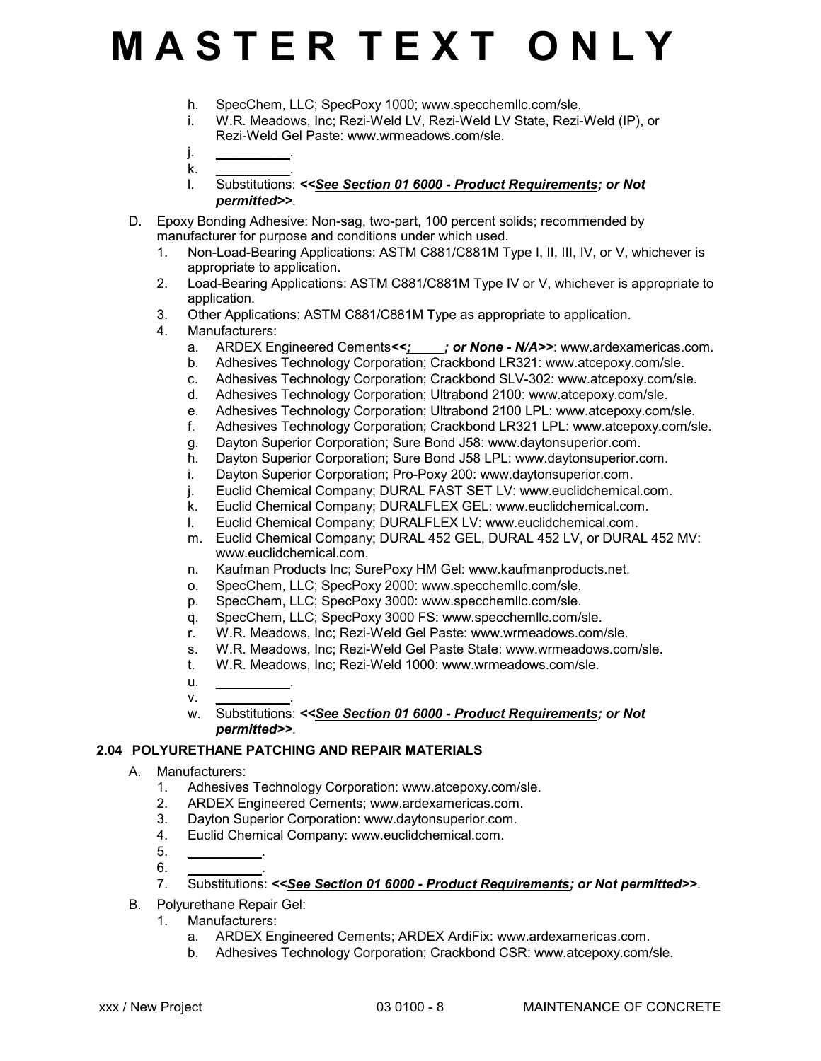# MASTER TEXT ONLY

h. SpecChem, LLC; SpecPoxy 1000; www.specchemllc.com/sle.
i. W.R. Meadows, Inc; Rezi-Weld LV, Rezi-Weld LV State, Rezi-Weld (IP), or Rezi-Weld Gel Paste: www.wrmeadows.com/sle.
j. __________.
k. __________.
l. Substitutions: ***<<See Section 01 6000 - Product Requirements; or Not permitted>>***.

D. Epoxy Bonding Adhesive: Non-sag, two-part, 100 percent solids; recommended by manufacturer for purpose and conditions under which used.
   1. Non-Load-Bearing Applications: ASTM C881/C881M Type I, II, III, IV, or V, whichever is appropriate to application.
   2. Load-Bearing Applications: ASTM C881/C881M Type IV or V, whichever is appropriate to application.
   3. Other Applications: ASTM C881/C881M Type as appropriate to application.
   4. Manufacturers:
      a. ARDEX Engineered Cements***<<; ____; or None - N/A>>***: www.ardexamericas.com.
      b. Adhesives Technology Corporation; Crackbond LR321: www.atcepoxy.com/sle.
      c. Adhesives Technology Corporation; Crackbond SLV-302: www.atcepoxy.com/sle.
      d. Adhesives Technology Corporation; Ultrabond 2100: www.atcepoxy.com/sle.
      e. Adhesives Technology Corporation; Ultrabond 2100 LPL: www.atcepoxy.com/sle.
      f. Adhesives Technology Corporation; Crackbond LR321 LPL: www.atcepoxy.com/sle.
      g. Dayton Superior Corporation; Sure Bond J58: www.daytonsuperior.com.
      h. Dayton Superior Corporation; Sure Bond J58 LPL: www.daytonsuperior.com.
      i. Dayton Superior Corporation; Pro-Poxy 200: www.daytonsuperior.com.
      j. Euclid Chemical Company; DURAL FAST SET LV: www.euclidchemical.com.
      k. Euclid Chemical Company; DURALFLEX GEL: www.euclidchemical.com.
      l. Euclid Chemical Company; DURALFLEX LV: www.euclidchemical.com.
      m. Euclid Chemical Company; DURAL 452 GEL, DURAL 452 LV, or DURAL 452 MV: www.euclidchemical.com.
      n. Kaufman Products Inc; SurePoxy HM Gel: www.kaufmanproducts.net.
      o. SpecChem, LLC; SpecPoxy 2000: www.specchemllc.com/sle.
      p. SpecChem, LLC; SpecPoxy 3000: www.specchemllc.com/sle.
      q. SpecChem, LLC; SpecPoxy 3000 FS: www.specchemllc.com/sle.
      r. W.R. Meadows, Inc; Rezi-Weld Gel Paste: www.wrmeadows.com/sle.
      s. W.R. Meadows, Inc; Rezi-Weld Gel Paste State: www.wrmeadows.com/sle.
      t. W.R. Meadows, Inc; Rezi-Weld 1000: www.wrmeadows.com/sle.
      u. __________.
      v. __________.
      w. Substitutions: ***<<See Section 01 6000 - Product Requirements; or Not permitted>>***.

### 2.04 POLYURETHANE PATCHING AND REPAIR MATERIALS

A. Manufacturers:
   1. Adhesives Technology Corporation: www.atcepoxy.com/sle.
   2. ARDEX Engineered Cements; www.ardexamericas.com.
   3. Dayton Superior Corporation: www.daytonsuperior.com.
   4. Euclid Chemical Company: www.euclidchemical.com.
   5. __________.
   6. __________.
   7. Substitutions: ***<<See Section 01 6000 - Product Requirements; or Not permitted>>***.

B. Polyurethane Repair Gel:
   1. Manufacturers:
      a. ARDEX Engineered Cements; ARDEX ArdiFix: www.ardexamericas.com.
      b. Adhesives Technology Corporation; Crackbond CSR: www.atcepoxy.com/sle.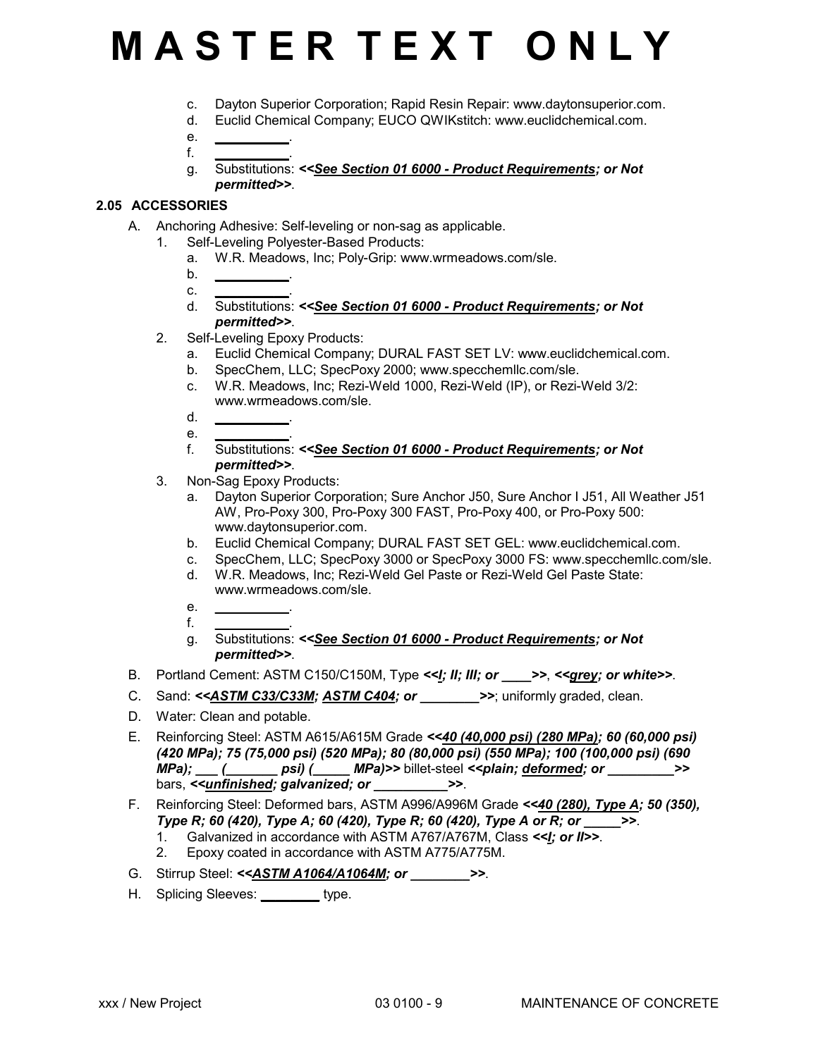# M A S T E R T E X T O N L Y

c. Dayton Superior Corporation; Rapid Resin Repair: www.daytonsuperior.com.
d. Euclid Chemical Company; EUCO QWIKstitch: www.euclidchemical.com.
e. __________.
f. __________.
g. Substitutions: ***<<<u>See Section 01 6000 - Product Requirements</u>; or Not permitted>>***.

### 2.05 ACCESSORIES

A. Anchoring Adhesive: Self-leveling or non-sag as applicable.
  1. Self-Leveling Polyester-Based Products:
     a. W.R. Meadows, Inc; Poly-Grip: www.wrmeadows.com/sle.
     b. __________.
     c. __________.
     d. Substitutions: ***<<<u>See Section 01 6000 - Product Requirements</u>; or Not permitted>>***.
  2. Self-Leveling Epoxy Products:
     a. Euclid Chemical Company; DURAL FAST SET LV: www.euclidchemical.com.
     b. SpecChem, LLC; SpecPoxy 2000; www.specchemllc.com/sle.
     c. W.R. Meadows, Inc; Rezi-Weld 1000, Rezi-Weld (IP), or Rezi-Weld 3/2: www.wrmeadows.com/sle.
     d. __________.
     e. __________.
     f. Substitutions: ***<<<u>See Section 01 6000 - Product Requirements</u>; or Not permitted>>***.
  3. Non-Sag Epoxy Products:
     a. Dayton Superior Corporation; Sure Anchor J50, Sure Anchor I J51, All Weather J51 AW, Pro-Poxy 300, Pro-Poxy 300 FAST, Pro-Poxy 400, or Pro-Poxy 500: www.daytonsuperior.com.
     b. Euclid Chemical Company; DURAL FAST SET GEL: www.euclidchemical.com.
     c. SpecChem, LLC; SpecPoxy 3000 or SpecPoxy 3000 FS: www.specchemllc.com/sle.
     d. W.R. Meadows, Inc; Rezi-Weld Gel Paste or Rezi-Weld Gel Paste State: www.wrmeadows.com/sle.
     e. __________.
     f. __________.
     g. Substitutions: ***<<<u>See Section 01 6000 - Product Requirements</u>; or Not permitted>>***.

B. Portland Cement: ASTM C150/C150M, Type ***<<<u>I</u>; II; III; or ____>>***, ***<<<u>grey</u>; or white>>***.

C. Sand: ***<<<u>ASTM C33/C33M</u>; <u>ASTM C404</u>; or ________>>***; uniformly graded, clean.

D. Water: Clean and potable.

E. Reinforcing Steel: ASTM A615/A615M Grade ***<<<u>40 (40,000 psi) (280 MPa)</u>; 60 (60,000 psi) (420 MPa); 75 (75,000 psi) (520 MPa); 80 (80,000 psi) (550 MPa); 100 (100,000 psi) (690 MPa); ___ (_______ psi) (_____ MPa)>>*** billet-steel ***<<plain; <u>deformed</u>; or _________>>*** bars, ***<<<u>unfinished</u>; galvanized; or __________>>***.

F. Reinforcing Steel: Deformed bars, ASTM A996/A996M Grade ***<<<u>40 (280), Type A</u>; 50 (350), Type R; 60 (420), Type A; 60 (420), Type R; 60 (420), Type A or R; or _____>>***.
  1. Galvanized in accordance with ASTM A767/A767M, Class ***<<<u>I</u>; or II>>***.
  2. Epoxy coated in accordance with ASTM A775/A775M.

G. Stirrup Steel: ***<<<u>ASTM A1064/A1064M</u>; or ________>>***.

H. Splicing Sleeves: ________ type.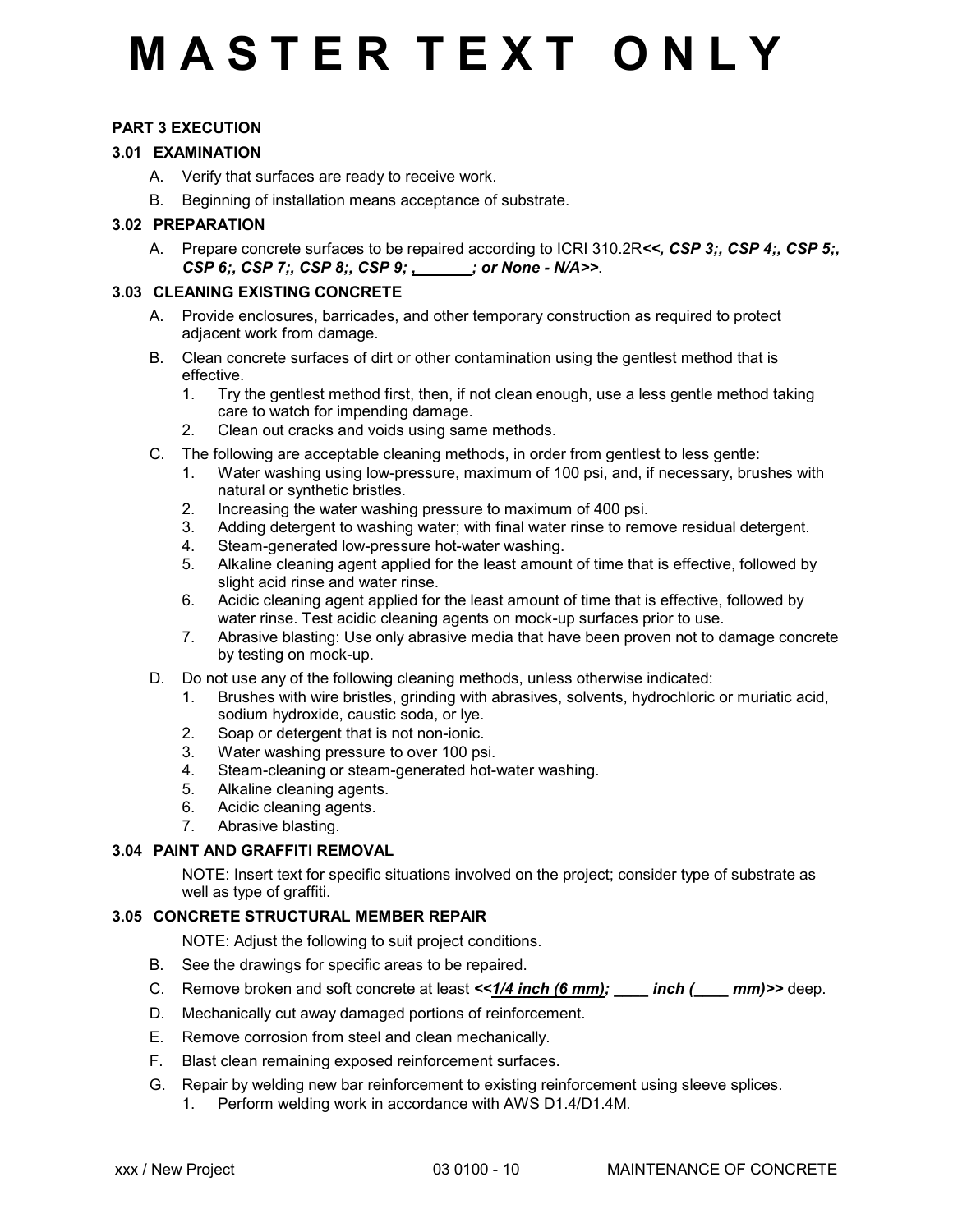# M A S T E R T E X T O N L Y

**PART 3 EXECUTION**

**3.01 EXAMINATION**

A. Verify that surfaces are ready to receive work.

B. Beginning of installation means acceptance of substrate.

**3.02 PREPARATION**

A. Prepare concrete surfaces to be repaired according to ICRI 310.2R***<<, CSP 3;, CSP 4;, CSP 5;, CSP 6;, CSP 7;, CSP 8;, CSP 9; ,_______; or None - N/A>>***.

**3.03 CLEANING EXISTING CONCRETE**

A. Provide enclosures, barricades, and other temporary construction as required to protect adjacent work from damage.

B. Clean concrete surfaces of dirt or other contamination using the gentlest method that is effective.
   1. Try the gentlest method first, then, if not clean enough, use a less gentle method taking care to watch for impending damage.
   2. Clean out cracks and voids using same methods.

C. The following are acceptable cleaning methods, in order from gentlest to less gentle:
   1. Water washing using low-pressure, maximum of 100 psi, and, if necessary, brushes with natural or synthetic bristles.
   2. Increasing the water washing pressure to maximum of 400 psi.
   3. Adding detergent to washing water; with final water rinse to remove residual detergent.
   4. Steam-generated low-pressure hot-water washing.
   5. Alkaline cleaning agent applied for the least amount of time that is effective, followed by slight acid rinse and water rinse.
   6. Acidic cleaning agent applied for the least amount of time that is effective, followed by water rinse. Test acidic cleaning agents on mock-up surfaces prior to use.
   7. Abrasive blasting: Use only abrasive media that have been proven not to damage concrete by testing on mock-up.

D. Do not use any of the following cleaning methods, unless otherwise indicated:
   1. Brushes with wire bristles, grinding with abrasives, solvents, hydrochloric or muriatic acid, sodium hydroxide, caustic soda, or lye.
   2. Soap or detergent that is not non-ionic.
   3. Water washing pressure to over 100 psi.
   4. Steam-cleaning or steam-generated hot-water washing.
   5. Alkaline cleaning agents.
   6. Acidic cleaning agents.
   7. Abrasive blasting.

**3.04 PAINT AND GRAFFITI REMOVAL**

NOTE: Insert text for specific situations involved on the project; consider type of substrate as well as type of graffiti.

**3.05 CONCRETE STRUCTURAL MEMBER REPAIR**

NOTE: Adjust the following to suit project conditions.

B. See the drawings for specific areas to be repaired.

C. Remove broken and soft concrete at least ***<<1/4 inch (6 mm); ____ inch (____ mm)>>*** deep.

D. Mechanically cut away damaged portions of reinforcement.

E. Remove corrosion from steel and clean mechanically.

F. Blast clean remaining exposed reinforcement surfaces.

G. Repair by welding new bar reinforcement to existing reinforcement using sleeve splices.
   1. Perform welding work in accordance with AWS D1.4/D1.4M.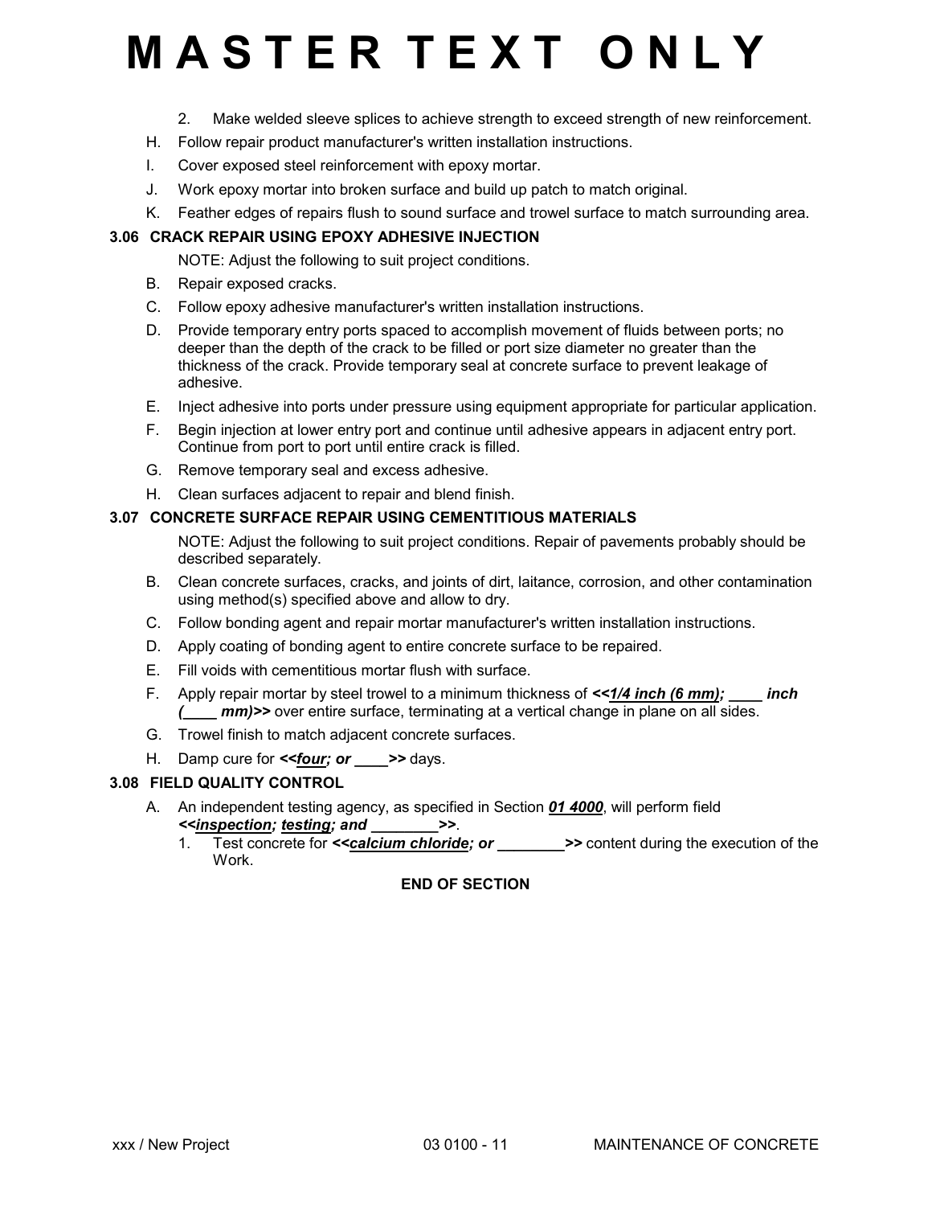# MASTER TEXT ONLY

2. Make welded sleeve splices to achieve strength to exceed strength of new reinforcement.

H. Follow repair product manufacturer's written installation instructions.

I. Cover exposed steel reinforcement with epoxy mortar.

J. Work epoxy mortar into broken surface and build up patch to match original.

K. Feather edges of repairs flush to sound surface and trowel surface to match surrounding area.

### 3.06 CRACK REPAIR USING EPOXY ADHESIVE INJECTION

NOTE: Adjust the following to suit project conditions.

B. Repair exposed cracks.

C. Follow epoxy adhesive manufacturer's written installation instructions.

D. Provide temporary entry ports spaced to accomplish movement of fluids between ports; no deeper than the depth of the crack to be filled or port size diameter no greater than the thickness of the crack. Provide temporary seal at concrete surface to prevent leakage of adhesive.

E. Inject adhesive into ports under pressure using equipment appropriate for particular application.

F. Begin injection at lower entry port and continue until adhesive appears in adjacent entry port. Continue from port to port until entire crack is filled.

G. Remove temporary seal and excess adhesive.

H. Clean surfaces adjacent to repair and blend finish.

### 3.07 CONCRETE SURFACE REPAIR USING CEMENTITIOUS MATERIALS

NOTE: Adjust the following to suit project conditions. Repair of pavements probably should be described separately.

B. Clean concrete surfaces, cracks, and joints of dirt, laitance, corrosion, and other contamination using method(s) specified above and allow to dry.

C. Follow bonding agent and repair mortar manufacturer's written installation instructions.

D. Apply coating of bonding agent to entire concrete surface to be repaired.

E. Fill voids with cementitious mortar flush with surface.

F. Apply repair mortar by steel trowel to a minimum thickness of ***<<1/4 inch (6 mm); ____ inch (____ mm)>>*** over entire surface, terminating at a vertical change in plane on all sides.

G. Trowel finish to match adjacent concrete surfaces.

H. Damp cure for ***<<four; or ____>>*** days.

### 3.08 FIELD QUALITY CONTROL

A. An independent testing agency, as specified in Section ***01 4000***, will perform field ***<<inspection; testing; and ________>>***.

1. Test concrete for ***<<calcium chloride; or ________>>*** content during the execution of the Work.

**END OF SECTION**